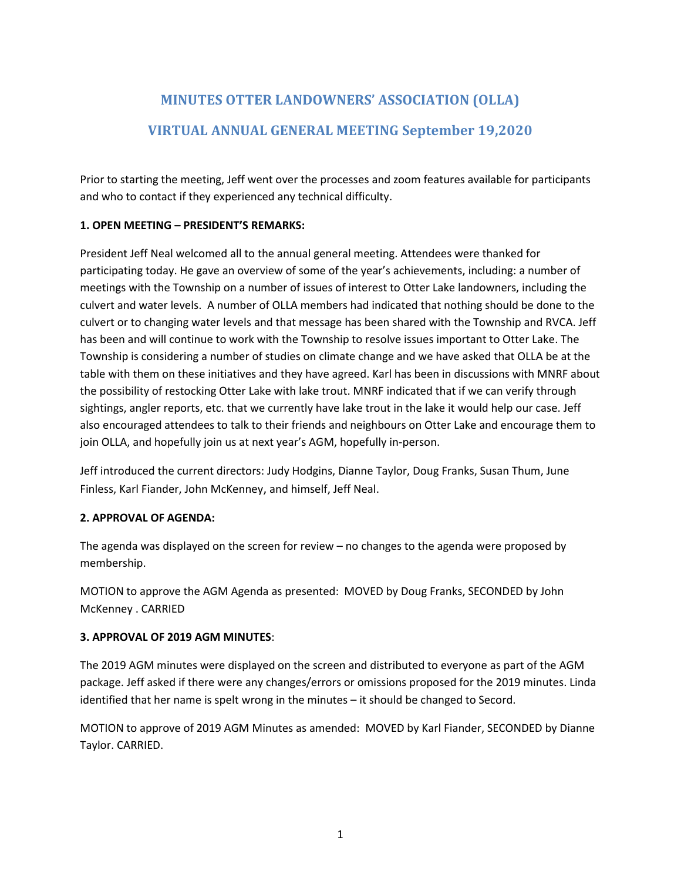# MINUTES OTTER LANDOWNERS' ASSOCIATION (OLLA)

## VIRTUAL ANNUAL GENERAL MEETING September 19,2020

Prior to starting the meeting, Jeff went over the processes and zoom features available for participants and who to contact if they experienced any technical difficulty.

**1. OPEN MEETING – PRESIDENT'S REMARKS:**

President Jeff Neal welcomed all to the annual general meeting. Attendees were thanked for participating today. He gave an overview of some of the year's achievements, including: a number of meetings with the Township on a number of issues of interest to Otter Lake landowners, including the culvert and water levels. A number of OLLA members had indicated that nothing should be done to the culvert or to changing water levels and that message has been shared with the Township and RVCA. Jeff has been and will continue to work with the Township to resolve issues important to Otter Lake. The Township is considering a number of studies on climate change and we have asked that OLLA be at the table with them on these initiatives and they have agreed. Karl has been in discussions with MNRF about the possibility of restocking Otter Lake with lake trout. MNRF indicated that if we can verify through sightings, angler reports, etc. that we currently have lake trout in the lake it would help our case. Jeff also encouraged attendees to talk to their friends and neighbours on Otter Lake and encourage them to join OLLA, and hopefully join us at next year's AGM, hopefully in-person.

Jeff introduced the current directors: Judy Hodgins, Dianne Taylor, Doug Franks, Susan Thum, June Finless, Karl Fiander, John McKenney, and himself, Jeff Neal.

**2. APPROVAL OF AGENDA:**

The agenda was displayed on the screen for review – no changes to the agenda were proposed by membership.

MOTION to approve the AGM Agenda as presented: MOVED by Doug Franks, SECONDED by John McKenney . CARRIED

**3. APPROVAL OF 2019 AGM MINUTES**:

The 2019 AGM minutes were displayed on the screen and distributed to everyone as part of the AGM package. Jeff asked if there were any changes/errors or omissions proposed for the 2019 minutes. Linda identified that her name is spelt wrong in the minutes – it should be changed to Secord.

MOTION to approve of 2019 AGM Minutes as amended: MOVED by Karl Fiander, SECONDED by Dianne Taylor. CARRIED.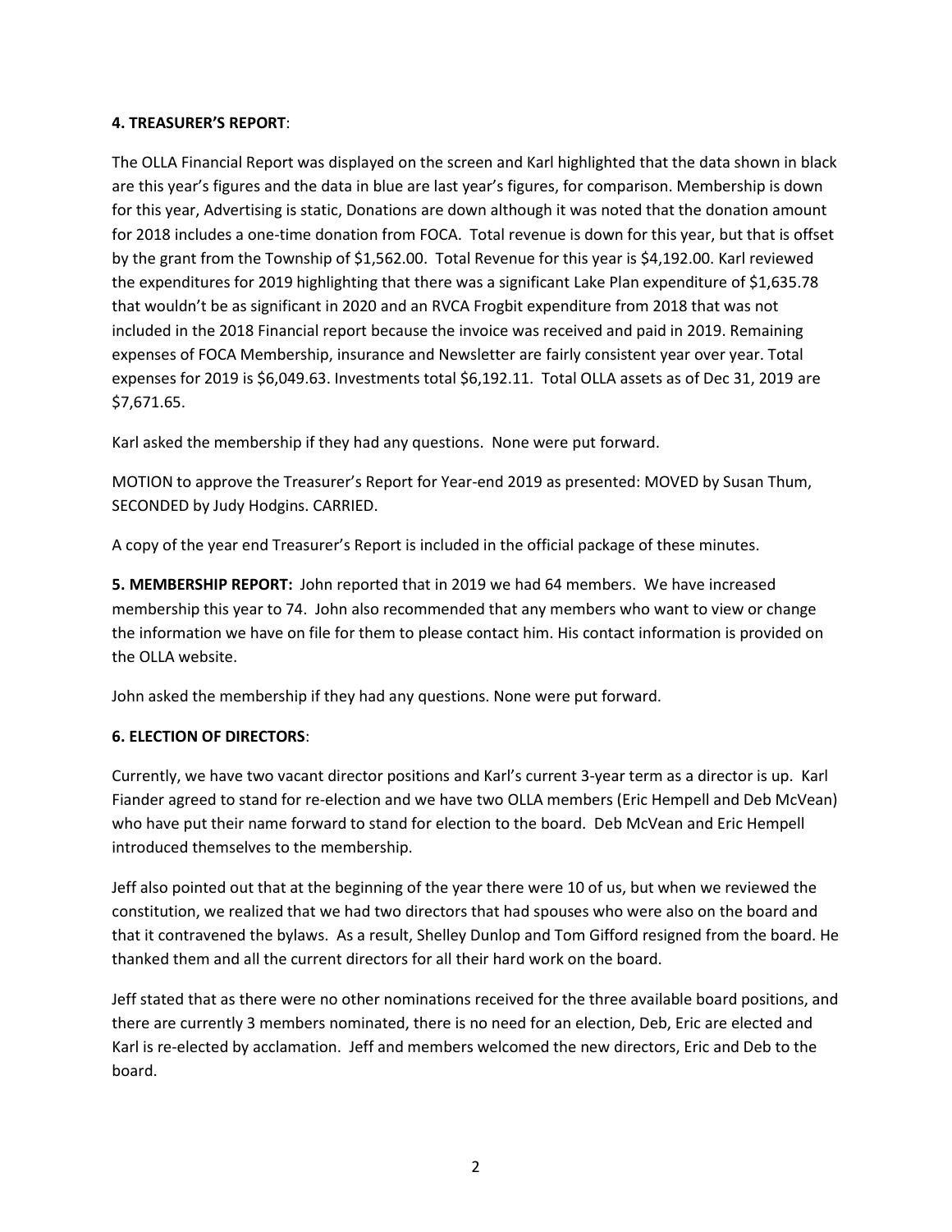**4. TREASURER'S REPORT**:

The OLLA Financial Report was displayed on the screen and Karl highlighted that the data shown in black are this year's figures and the data in blue are last year's figures, for comparison. Membership is down for this year, Advertising is static, Donations are down although it was noted that the donation amount for 2018 includes a one-time donation from FOCA. Total revenue is down for this year, but that is offset by the grant from the Township of $1,562.00. Total Revenue for this year is $4,192.00. Karl reviewed the expenditures for 2019 highlighting that there was a significant Lake Plan expenditure of $1,635.78 that wouldn't be as significant in 2020 and an RVCA Frogbit expenditure from 2018 that was not included in the 2018 Financial report because the invoice was received and paid in 2019. Remaining expenses of FOCA Membership, insurance and Newsletter are fairly consistent year over year. Total expenses for 2019 is $6,049.63. Investments total $6,192.11. Total OLLA assets as of Dec 31, 2019 are $7,671.65.

Karl asked the membership if they had any questions. None were put forward.

MOTION to approve the Treasurer's Report for Year-end 2019 as presented: MOVED by Susan Thum, SECONDED by Judy Hodgins. CARRIED.

A copy of the year end Treasurer's Report is included in the official package of these minutes.

**5. MEMBERSHIP REPORT:** John reported that in 2019 we had 64 members. We have increased membership this year to 74. John also recommended that any members who want to view or change the information we have on file for them to please contact him. His contact information is provided on the OLLA website.

John asked the membership if they had any questions. None were put forward.

**6. ELECTION OF DIRECTORS**:

Currently, we have two vacant director positions and Karl's current 3-year term as a director is up. Karl Fiander agreed to stand for re-election and we have two OLLA members (Eric Hempell and Deb McVean) who have put their name forward to stand for election to the board. Deb McVean and Eric Hempell introduced themselves to the membership.

Jeff also pointed out that at the beginning of the year there were 10 of us, but when we reviewed the constitution, we realized that we had two directors that had spouses who were also on the board and that it contravened the bylaws. As a result, Shelley Dunlop and Tom Gifford resigned from the board. He thanked them and all the current directors for all their hard work on the board.

Jeff stated that as there were no other nominations received for the three available board positions, and there are currently 3 members nominated, there is no need for an election, Deb, Eric are elected and Karl is re-elected by acclamation. Jeff and members welcomed the new directors, Eric and Deb to the board.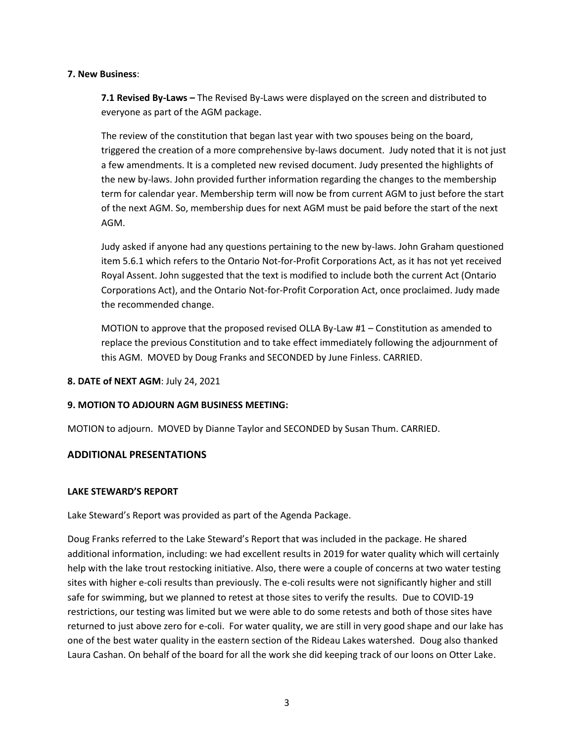**7. New Business**:

**7.1 Revised By-Laws –** The Revised By-Laws were displayed on the screen and distributed to everyone as part of the AGM package.

The review of the constitution that began last year with two spouses being on the board, triggered the creation of a more comprehensive by-laws document. Judy noted that it is not just a few amendments. It is a completed new revised document. Judy presented the highlights of the new by-laws. John provided further information regarding the changes to the membership term for calendar year. Membership term will now be from current AGM to just before the start of the next AGM. So, membership dues for next AGM must be paid before the start of the next AGM.

Judy asked if anyone had any questions pertaining to the new by-laws. John Graham questioned item 5.6.1 which refers to the Ontario Not-for-Profit Corporations Act, as it has not yet received Royal Assent. John suggested that the text is modified to include both the current Act (Ontario Corporations Act), and the Ontario Not-for-Profit Corporation Act, once proclaimed. Judy made the recommended change.

MOTION to approve that the proposed revised OLLA By-Law #1 – Constitution as amended to replace the previous Constitution and to take effect immediately following the adjournment of this AGM. MOVED by Doug Franks and SECONDED by June Finless. CARRIED.

**8. DATE of NEXT AGM**: July 24, 2021

**9. MOTION TO ADJOURN AGM BUSINESS MEETING:**

MOTION to adjourn. MOVED by Dianne Taylor and SECONDED by Susan Thum. CARRIED.

## ADDITIONAL PRESENTATIONS

**LAKE STEWARD'S REPORT**

Lake Steward's Report was provided as part of the Agenda Package.

Doug Franks referred to the Lake Steward's Report that was included in the package. He shared additional information, including: we had excellent results in 2019 for water quality which will certainly help with the lake trout restocking initiative. Also, there were a couple of concerns at two water testing sites with higher e-coli results than previously. The e-coli results were not significantly higher and still safe for swimming, but we planned to retest at those sites to verify the results. Due to COVID-19 restrictions, our testing was limited but we were able to do some retests and both of those sites have returned to just above zero for e-coli. For water quality, we are still in very good shape and our lake has one of the best water quality in the eastern section of the Rideau Lakes watershed. Doug also thanked Laura Cashan. On behalf of the board for all the work she did keeping track of our loons on Otter Lake.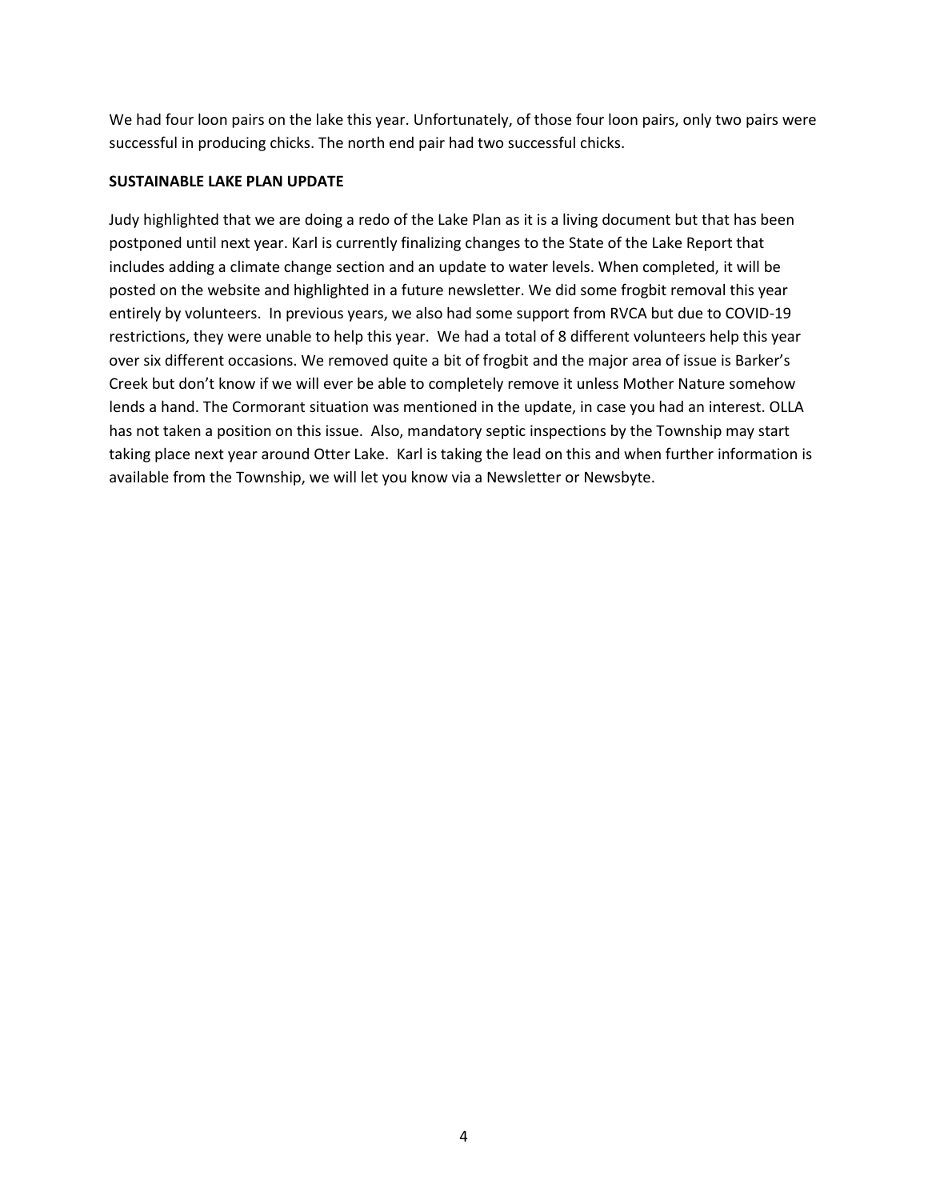We had four loon pairs on the lake this year. Unfortunately, of those four loon pairs, only two pairs were successful in producing chicks. The north end pair had two successful chicks.

**SUSTAINABLE LAKE PLAN UPDATE**

Judy highlighted that we are doing a redo of the Lake Plan as it is a living document but that has been postponed until next year. Karl is currently finalizing changes to the State of the Lake Report that includes adding a climate change section and an update to water levels. When completed, it will be posted on the website and highlighted in a future newsletter. We did some frogbit removal this year entirely by volunteers. In previous years, we also had some support from RVCA but due to COVID-19 restrictions, they were unable to help this year. We had a total of 8 different volunteers help this year over six different occasions. We removed quite a bit of frogbit and the major area of issue is Barker's Creek but don't know if we will ever be able to completely remove it unless Mother Nature somehow lends a hand. The Cormorant situation was mentioned in the update, in case you had an interest. OLLA has not taken a position on this issue. Also, mandatory septic inspections by the Township may start taking place next year around Otter Lake. Karl is taking the lead on this and when further information is available from the Township, we will let you know via a Newsletter or Newsbyte.